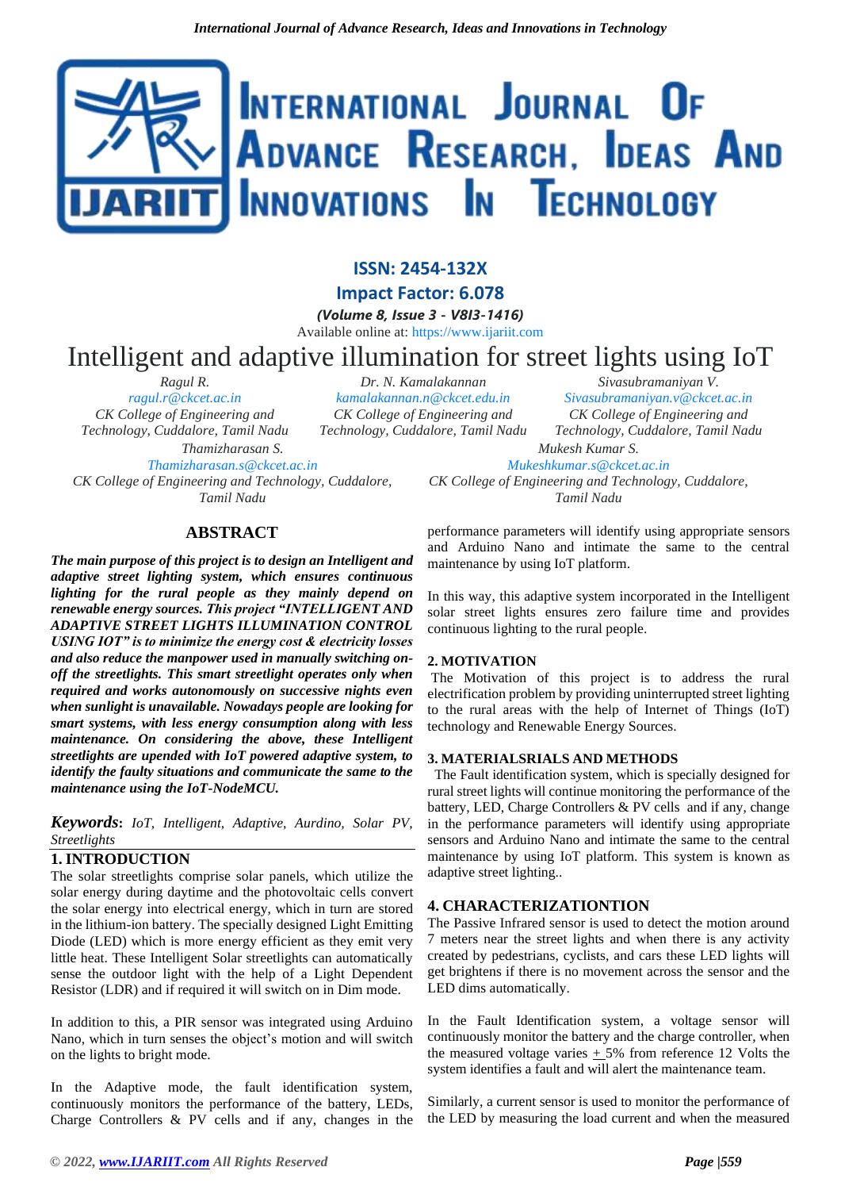# Intelligent and adaptive illumination for street lights using IoT

Ragul R.
ragul.r@ckcet.ac.in
CK College of Engineering and Technology, Cuddalore, Tamil Nadu

Dr. N. Kamalakannan
kamalakannan.n@ckcet.edu.in
CK College of Engineering and Technology, Cuddalore, Tamil Nadu

Sivasubramaniyan V.
Sivasubramaniyan.v@ckcet.ac.in
CK College of Engineering and Technology, Cuddalore, Tamil Nadu

Thamizharasan S.
Thamizharasan.s@ckcet.ac.in
CK College of Engineering and Technology, Cuddalore, Tamil Nadu

Mukesh Kumar S.
Mukeshkumar.s@ckcet.ac.in
CK College of Engineering and Technology, Cuddalore, Tamil Nadu

## ABSTRACT

***The main purpose of this project is to design an Intelligent and adaptive street lighting system, which ensures continuous lighting for the rural people as they mainly depend on renewable energy sources. This project "INTELLIGENT AND ADAPTIVE STREET LIGHTS ILLUMINATION CONTROL USING IOT" is to minimize the energy cost & electricity losses and also reduce the manpower used in manually switching on-off the streetlights. This smart streetlight operates only when required and works autonomously on successive nights even when sunlight is unavailable. Nowadays people are looking for smart systems, with less energy consumption along with less maintenance. On considering the above, these Intelligent streetlights are upended with IoT powered adaptive system, to identify the faulty situations and communicate the same to the maintenance using the IoT-NodeMCU.***

***Keywords*: *IoT, Intelligent, Adaptive, Aurdino, Solar PV, Streetlights***

## 1. INTRODUCTION

The solar streetlights comprise solar panels, which utilize the solar energy during daytime and the photovoltaic cells convert the solar energy into electrical energy, which in turn are stored in the lithium-ion battery. The specially designed Light Emitting Diode (LED) which is more energy efficient as they emit very little heat. These Intelligent Solar streetlights can automatically sense the outdoor light with the help of a Light Dependent Resistor (LDR) and if required it will switch on in Dim mode.

In addition to this, a PIR sensor was integrated using Arduino Nano, which in turn senses the object's motion and will switch on the lights to bright mode.

In the Adaptive mode, the fault identification system, continuously monitors the performance of the battery, LEDs, Charge Controllers & PV cells and if any, changes in the performance parameters will identify using appropriate sensors and Arduino Nano and intimate the same to the central maintenance by using IoT platform.

In this way, this adaptive system incorporated in the Intelligent solar street lights ensures zero failure time and provides continuous lighting to the rural people.

## 2. MOTIVATION

The Motivation of this project is to address the rural electrification problem by providing uninterrupted street lighting to the rural areas with the help of Internet of Things (IoT) technology and Renewable Energy Sources.

## 3. MATERIALSRIALS AND METHODS

The Fault identification system, which is specially designed for rural street lights will continue monitoring the performance of the battery, LED, Charge Controllers & PV cells and if any, change in the performance parameters will identify using appropriate sensors and Arduino Nano and intimate the same to the central maintenance by using IoT platform. This system is known as adaptive street lighting..

## 4. CHARACTERIZATIONTION

The Passive Infrared sensor is used to detect the motion around 7 meters near the street lights and when there is any activity created by pedestrians, cyclists, and cars these LED lights will get brightens if there is no movement across the sensor and the LED dims automatically.

In the Fault Identification system, a voltage sensor will continuously monitor the battery and the charge controller, when the measured voltage varies $\pm$ 5% from reference 12 Volts the system identifies a fault and will alert the maintenance team.

Similarly, a current sensor is used to monitor the performance of the LED by measuring the load current and when the measured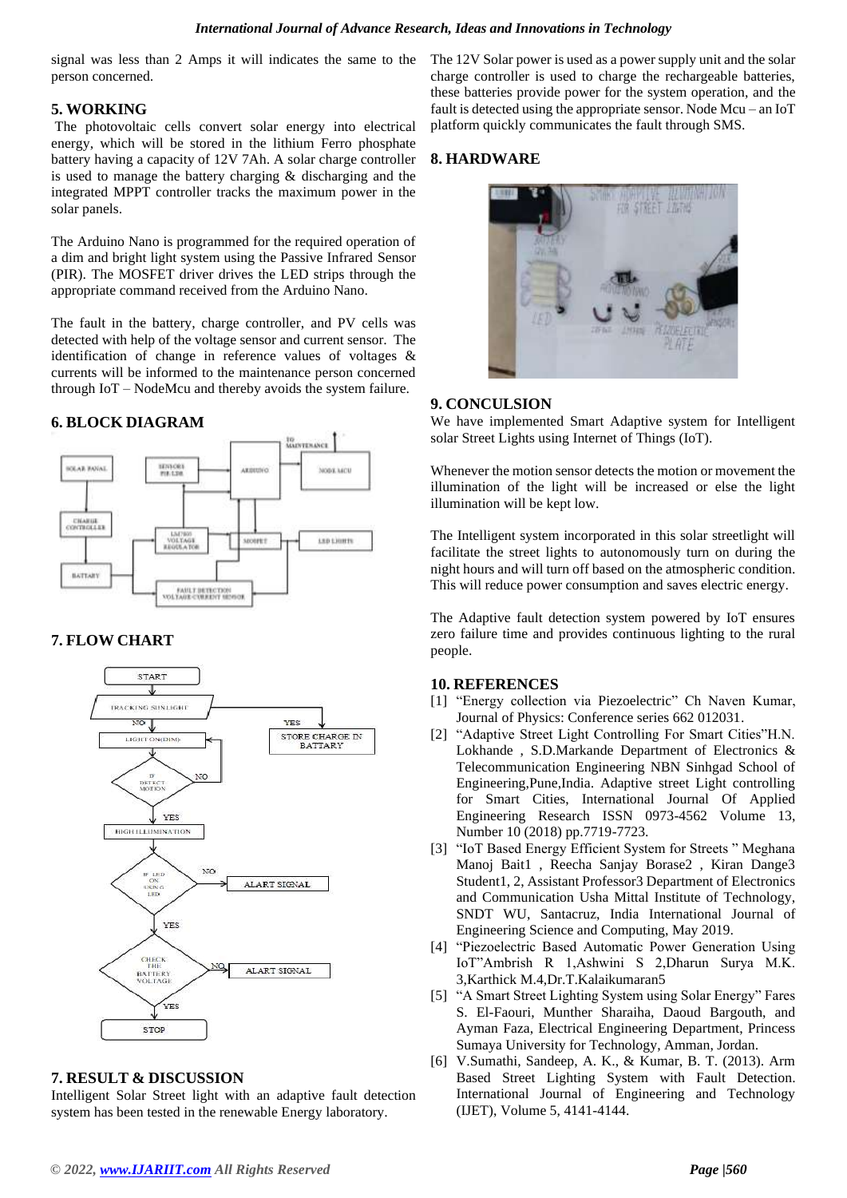signal was less than 2 Amps it will indicates the same to the person concerned.

## 5. WORKING

The photovoltaic cells convert solar energy into electrical energy, which will be stored in the lithium Ferro phosphate battery having a capacity of 12V 7Ah. A solar charge controller is used to manage the battery charging & discharging and the integrated MPPT controller tracks the maximum power in the solar panels.

The Arduino Nano is programmed for the required operation of a dim and bright light system using the Passive Infrared Sensor (PIR). The MOSFET driver drives the LED strips through the appropriate command received from the Arduino Nano.

The fault in the battery, charge controller, and PV cells was detected with help of the voltage sensor and current sensor. The identification of change in reference values of voltages & currents will be informed to the maintenance person concerned through IoT – NodeMcu and thereby avoids the system failure.

## 6. BLOCK DIAGRAM

SOLAR PANAL
CHARGE CONTROLLER
BATTARY
SENSORS PIR LDR
LM7805 VOLTAGE REGULATOR
ARDUINO
MOSFET
FAULT DETECTION VOLTAGE/CURRENT SENSOR
NODE MCU
TO MAINTENANCE
LED LIGHTS

## 7. FLOW CHART

START
TRACKING SUNLIGHT
YES
STORE CHARGE IN BATTARY
NO
LIGHT ON(DIM)
IF DETECT MOTION
NO
YES
HIGH ILLUMINATION
IF LED ON USING LED
NO
ALART SIGNAL
YES
CHECK THE BATTERY VOLTAGE
NO
ALART SIGNAL
YES
STOP

## 7. RESULT & DISCUSSION

Intelligent Solar Street light with an adaptive fault detection system has been tested in the renewable Energy laboratory.

The 12V Solar power is used as a power supply unit and the solar charge controller is used to charge the rechargeable batteries, these batteries provide power for the system operation, and the fault is detected using the appropriate sensor. Node Mcu – an IoT platform quickly communicates the fault through SMS.

## 8. HARDWARE

## 9. CONCULSION

We have implemented Smart Adaptive system for Intelligent solar Street Lights using Internet of Things (IoT).

Whenever the motion sensor detects the motion or movement the illumination of the light will be increased or else the light illumination will be kept low.

The Intelligent system incorporated in this solar streetlight will facilitate the street lights to autonomously turn on during the night hours and will turn off based on the atmospheric condition. This will reduce power consumption and saves electric energy.

The Adaptive fault detection system powered by IoT ensures zero failure time and provides continuous lighting to the rural people.

## 10. REFERENCES

[1] "Energy collection via Piezoelectric" Ch Naven Kumar, Journal of Physics: Conference series 662 012031.

[2] "Adaptive Street Light Controlling For Smart Cities"H.N. Lokhande , S.D.Markande Department of Electronics & Telecommunication Engineering NBN Sinhgad School of Engineering,Pune,India. Adaptive street Light controlling for Smart Cities, International Journal Of Applied Engineering Research ISSN 0973-4562 Volume 13, Number 10 (2018) pp.7719-7723.

[3] "IoT Based Energy Efficient System for Streets " Meghana Manoj Bait1 , Reecha Sanjay Borase2 , Kiran Dange3 Student1, 2, Assistant Professor3 Department of Electronics and Communication Usha Mittal Institute of Technology, SNDT WU, Santacruz, India International Journal of Engineering Science and Computing, May 2019.

[4] "Piezoelectric Based Automatic Power Generation Using IoT"Ambrish R 1,Ashwini S 2,Dharun Surya M.K. 3,Karthick M.4,Dr.T.Kalaikumaran5

[5] "A Smart Street Lighting System using Solar Energy" Fares S. El-Faouri, Munther Sharaiha, Daoud Bargouth, and Ayman Faza, Electrical Engineering Department, Princess Sumaya University for Technology, Amman, Jordan.

[6] V.Sumathi, Sandeep, A. K., & Kumar, B. T. (2013). Arm Based Street Lighting System with Fault Detection. International Journal of Engineering and Technology (IJET), Volume 5, 4141-4144.